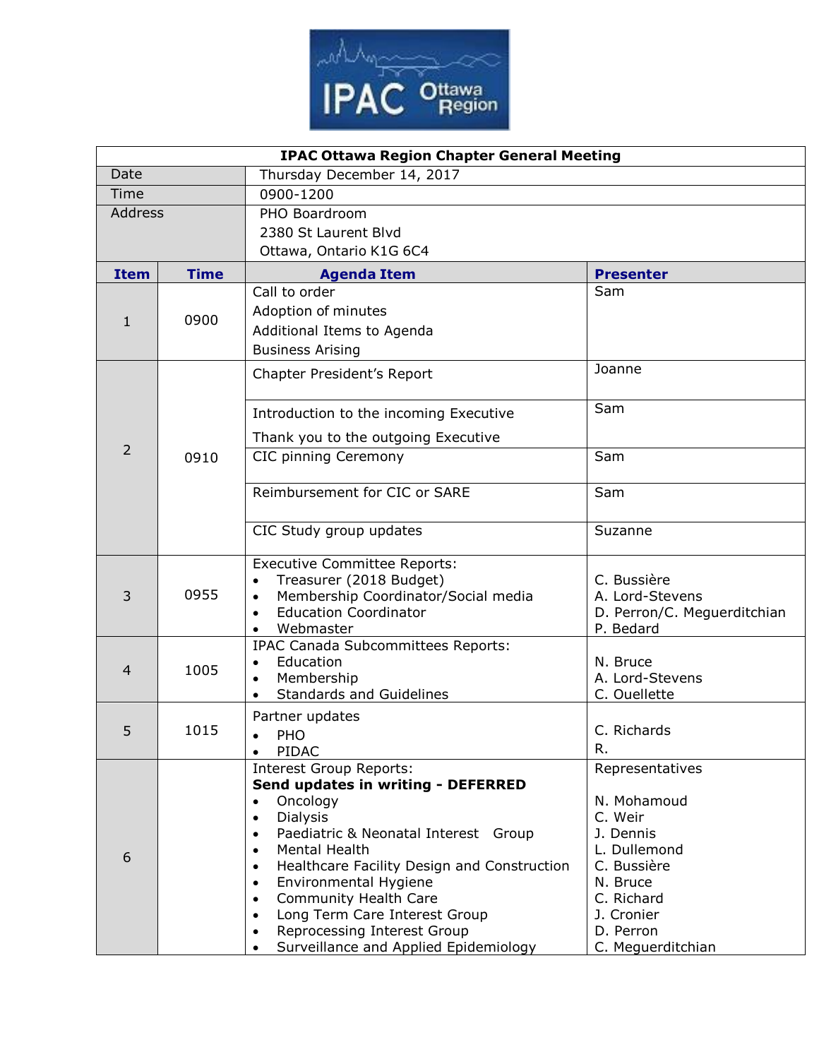| IPAC Ottawa Region Chapter General Meeting | | | |
|---|---|---|---|
| Date | Thursday December 14, 2017 | | |
| Time | 0900-1200 | | |
| Address | PHO Boardroom<br>2380 St Laurent Blvd<br>Ottawa, Ontario K1G 6C4 | | |

| Item | Time | Agenda Item | Presenter |
|---|---|---|---|
| 1 | 0900 | Call to order<br>Adoption of minutes<br>Additional Items to Agenda<br>Business Arising | Sam |
| 2 | 0910 | Chapter President's Report | Joanne |
| | | Introduction to the incoming Executive<br>Thank you to the outgoing Executive | Sam |
| | | CIC pinning Ceremony | Sam |
| | | Reimbursement for CIC or SARE | Sam |
| | | CIC Study group updates | Suzanne |
| 3 | 0955 | Executive Committee Reports:<br>• Treasurer (2018 Budget)<br>• Membership Coordinator/Social media<br>• Education Coordinator<br>• Webmaster | <br>C. Bussière<br>A. Lord-Stevens<br>D. Perron/C. Meguerditchian<br>P. Bedard |
| 4 | 1005 | IPAC Canada Subcommittees Reports:<br>• Education<br>• Membership<br>• Standards and Guidelines | <br>N. Bruce<br>A. Lord-Stevens<br>C. Ouellette |
| 5 | 1015 | Partner updates<br>• PHO<br>• PIDAC | <br>C. Richards<br>R. |
| 6 | | Interest Group Reports:<br>**Send updates in writing - DEFERRED**<br>• Oncology<br>• Dialysis<br>• Paediatric & Neonatal Interest Group<br>• Mental Health<br>• Healthcare Facility Design and Construction<br>• Environmental Hygiene<br>• Community Health Care<br>• Long Term Care Interest Group<br>• Reprocessing Interest Group<br>• Surveillance and Applied Epidemiology | Representatives<br><br>N. Mohamoud<br>C. Weir<br>J. Dennis<br>L. Dullemond<br>C. Bussière<br>N. Bruce<br>C. Richard<br>J. Cronier<br>D. Perron<br>C. Meguerditchian |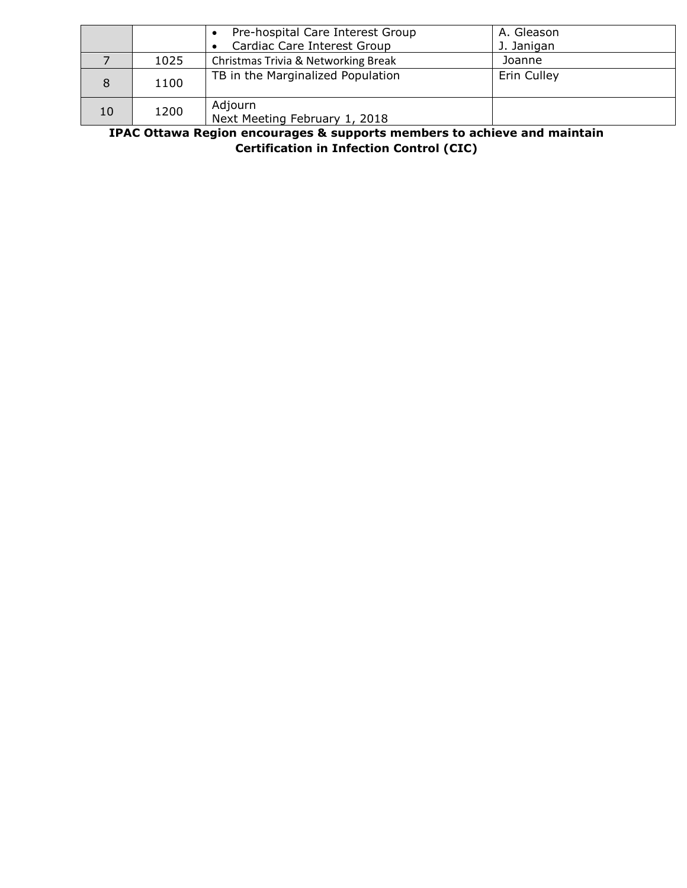| | | | |
|---|---|---|---|
| | | • Pre-hospital Care Interest Group<br>• Cardiac Care Interest Group | A. Gleason<br>J. Janigan |
| 7 | 1025 | Christmas Trivia & Networking Break | Joanne |
| 8 | 1100 | TB in the Marginalized Population | Erin Culley |
| 10 | 1200 | Adjourn<br>Next Meeting February 1, 2018 | |

**IPAC Ottawa Region encourages & supports members to achieve and maintain Certification in Infection Control (CIC)**